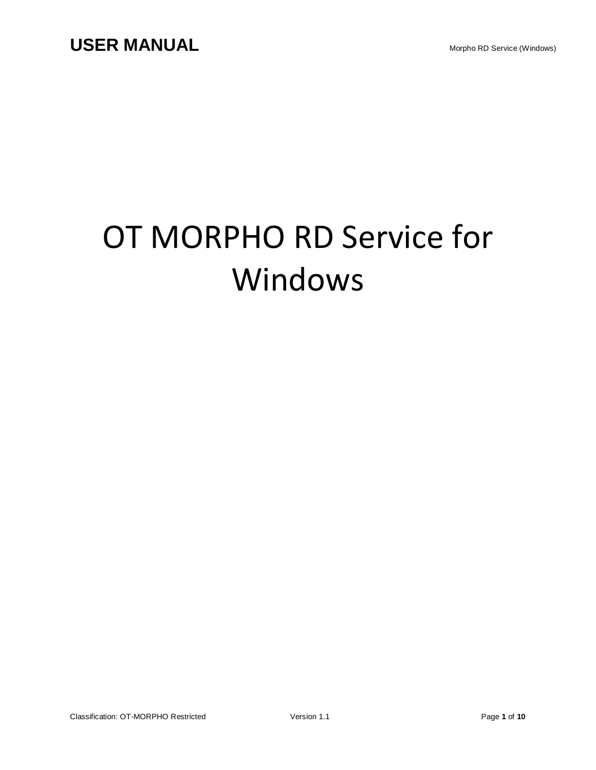# OT MORPHO RD Service for Windows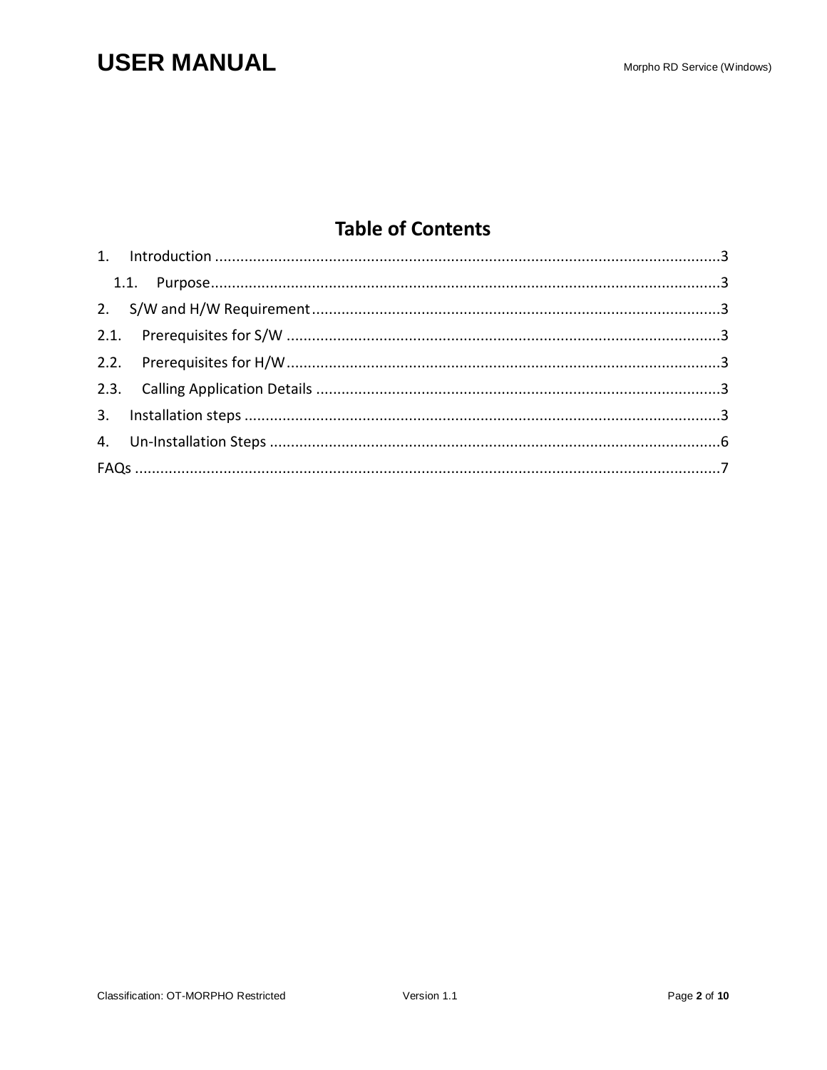## Table of Contents

1. Introduction ........................................................................................................................3
   1.1. Purpose........................................................................................................................3
2. S/W and H/W Requirement.................................................................................................3
   2.1. Prerequisites for S/W .......................................................................................................3
   2.2. Prerequisites for H/W.......................................................................................................3
   2.3. Calling Application Details ...............................................................................................3
3. Installation steps ...................................................................................................................3
4. Un-Installation Steps ...........................................................................................................6

FAQs ..........................................................................................................................................7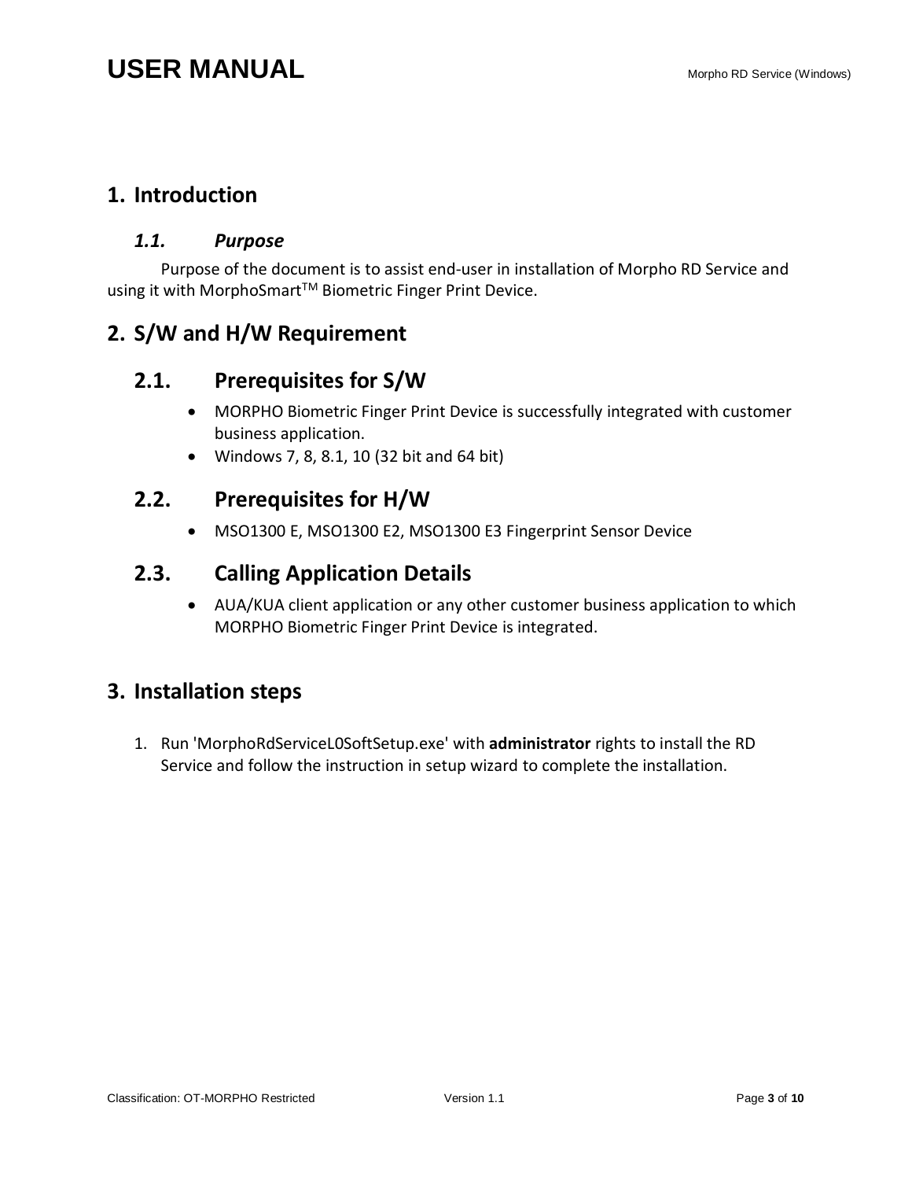# 1. Introduction

### *1.1. Purpose*

Purpose of the document is to assist end-user in installation of Morpho RD Service and using it with MorphoSmart[TM] Biometric Finger Print Device.

# 2. S/W and H/W Requirement

## 2.1. Prerequisites for S/W

- MORPHO Biometric Finger Print Device is successfully integrated with customer business application.
- Windows 7, 8, 8.1, 10 (32 bit and 64 bit)

## 2.2. Prerequisites for H/W

- MSO1300 E, MSO1300 E2, MSO1300 E3 Fingerprint Sensor Device

## 2.3. Calling Application Details

- AUA/KUA client application or any other customer business application to which MORPHO Biometric Finger Print Device is integrated.

# 3. Installation steps

1. Run 'MorphoRdServiceL0SoftSetup.exe' with **administrator** rights to install the RD Service and follow the instruction in setup wizard to complete the installation.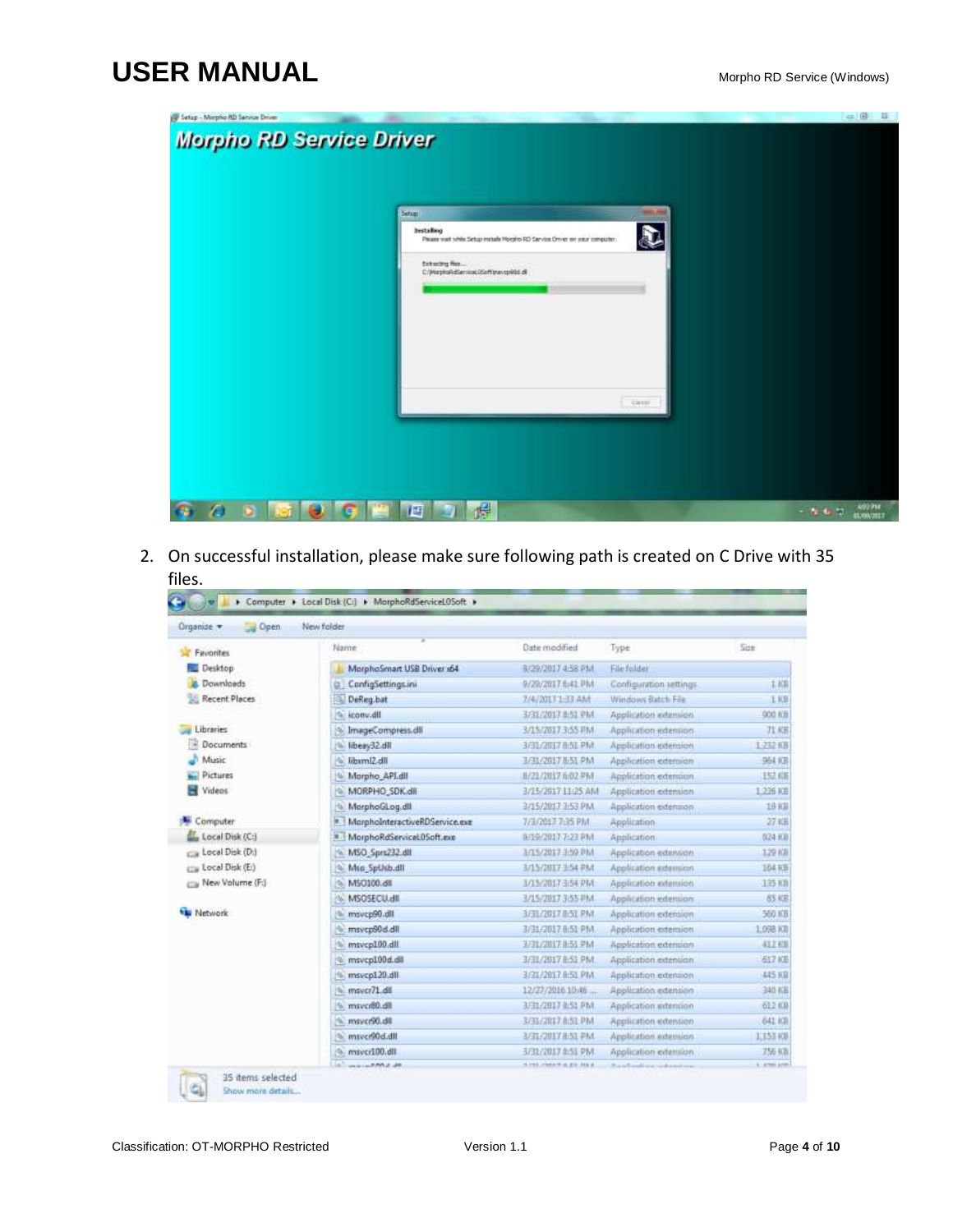2. On successful installation, please make sure following path is created on C Drive with 35 files.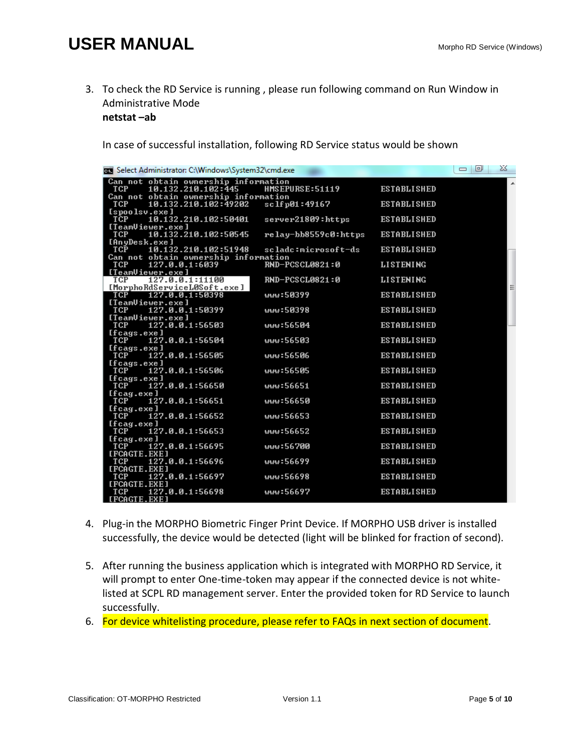3. To check the RD Service is running , please run following command on Run Window in Administrative Mode
   **netstat –ab**

   In case of successful installation, following RD Service status would be shown

   ```
   Select Administrator: C:\Windows\System32\cmd.exe
   Can not obtain ownership information
     TCP    10.132.210.102:445     HMSEPURSE:51119        ESTABLISHED
   Can not obtain ownership information
     TCP    10.132.210.102:49202   sclfp01:49167          ESTABLISHED
   [spoolsv.exe]
     TCP    10.132.210.102:50401   server21809:https      ESTABLISHED
   [TeamViewer.exe]
     TCP    10.132.210.102:50545   relay-bb8559c0:https   ESTABLISHED
   [AnyDesk.exe]
     TCP    10.132.210.102:51948   scladc:microsoft-ds    ESTABLISHED
   Can not obtain ownership information
     TCP    127.0.0.1:6039         RND-PCSCL0821:0        LISTENING
   [TeamViewer.exe]
     TCP    127.0.0.1:11100        RND-PCSCL0821:0        LISTENING
   [MorphoRdServiceL0Soft.exe]
     TCP    127.0.0.1:50398        www:50399              ESTABLISHED
   [TeamViewer.exe]
     TCP    127.0.0.1:50399        www:50398              ESTABLISHED
   [TeamViewer.exe]
     TCP    127.0.0.1:56503        www:56504              ESTABLISHED
   [fcags.exe]
     TCP    127.0.0.1:56504        www:56503              ESTABLISHED
   [fcags.exe]
     TCP    127.0.0.1:56505        www:56506              ESTABLISHED
   [fcags.exe]
     TCP    127.0.0.1:56506        www:56505              ESTABLISHED
   [fcags.exe]
     TCP    127.0.0.1:56650        www:56651              ESTABLISHED
   [fcag.exe]
     TCP    127.0.0.1:56651        www:56650              ESTABLISHED
   [fcag.exe]
     TCP    127.0.0.1:56652        www:56653              ESTABLISHED
   [fcag.exe]
     TCP    127.0.0.1:56653        www:56652              ESTABLISHED
   [fcag.exe]
     TCP    127.0.0.1:56695        www:56700              ESTABLISHED
   [FCAGTE.EXE]
     TCP    127.0.0.1:56696        www:56699              ESTABLISHED
   [FCAGTE.EXE]
     TCP    127.0.0.1:56697        www:56698              ESTABLISHED
   [FCAGTE.EXE]
     TCP    127.0.0.1:56698        www:56697              ESTABLISHED
   [FCAGTE.EXE]
   ```

4. Plug-in the MORPHO Biometric Finger Print Device. If MORPHO USB driver is installed successfully, the device would be detected (light will be blinked for fraction of second).

5. After running the business application which is integrated with MORPHO RD Service, it will prompt to enter One-time-token may appear if the connected device is not white-listed at SCPL RD management server. Enter the provided token for RD Service to launch successfully.
6. For device whitelisting procedure, please refer to FAQs in next section of document.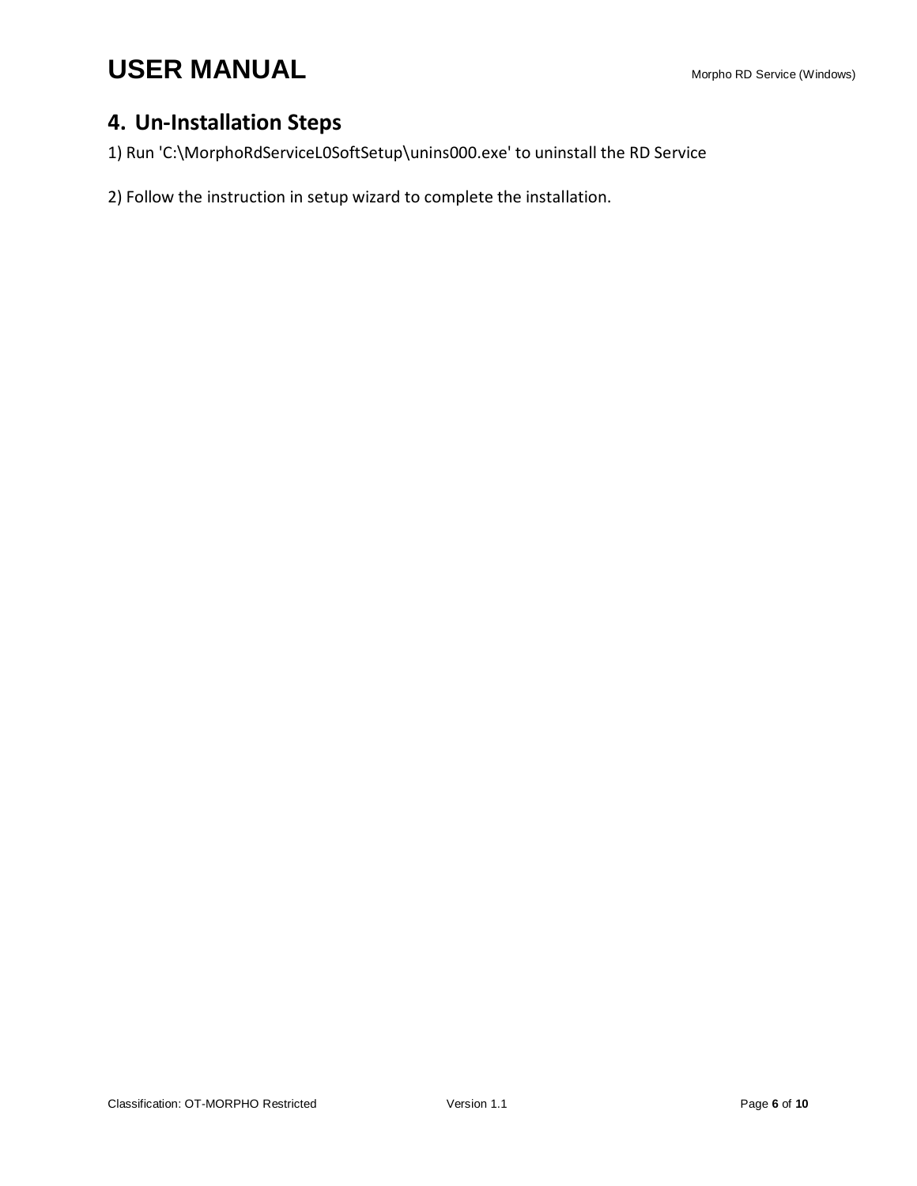## 4. Un-Installation Steps

1) Run 'C:\MorphoRdServiceL0SoftSetup\unins000.exe' to uninstall the RD Service

2) Follow the instruction in setup wizard to complete the installation.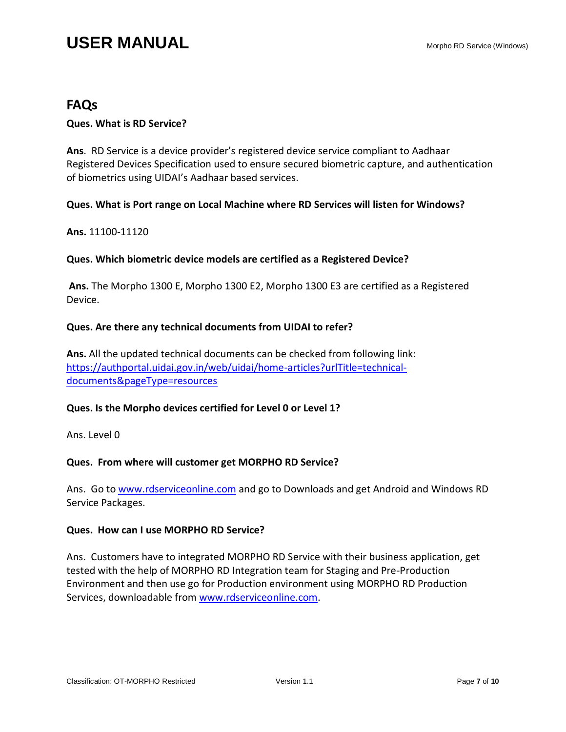## FAQs

**Ques. What is RD Service?**

**Ans**. RD Service is a device provider's registered device service compliant to Aadhaar Registered Devices Specification used to ensure secured biometric capture, and authentication of biometrics using UIDAI's Aadhaar based services.

**Ques. What is Port range on Local Machine where RD Services will listen for Windows?**

**Ans.** 11100-11120

**Ques. Which biometric device models are certified as a Registered Device?**

**Ans.** The Morpho 1300 E, Morpho 1300 E2, Morpho 1300 E3 are certified as a Registered Device.

**Ques. Are there any technical documents from UIDAI to refer?**

**Ans.** All the updated technical documents can be checked from following link: [https://authportal.uidai.gov.in/web/uidai/home-articles?urlTitle=technical-documents&pageType=resources](https://authportal.uidai.gov.in/web/uidai/home-articles?urlTitle=technical-documents&pageType=resources)

**Ques. Is the Morpho devices certified for Level 0 or Level 1?**

Ans. Level 0

**Ques. From where will customer get MORPHO RD Service?**

Ans. Go to [www.rdserviceonline.com](www.rdserviceonline.com) and go to Downloads and get Android and Windows RD Service Packages.

**Ques. How can I use MORPHO RD Service?**

Ans. Customers have to integrated MORPHO RD Service with their business application, get tested with the help of MORPHO RD Integration team for Staging and Pre-Production Environment and then use go for Production environment using MORPHO RD Production Services, downloadable from [www.rdserviceonline.com](www.rdserviceonline.com).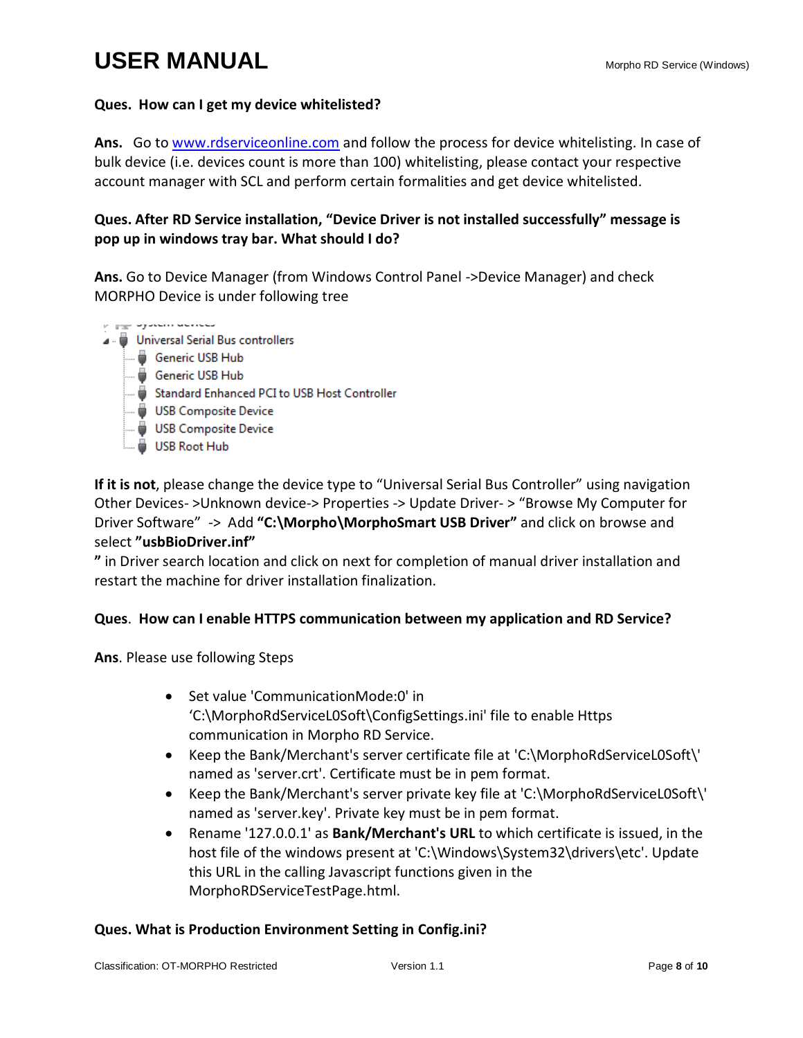**Ques. How can I get my device whitelisted?**

**Ans.** Go to [www.rdserviceonline.com](http://www.rdserviceonline.com) and follow the process for device whitelisting. In case of bulk device (i.e. devices count is more than 100) whitelisting, please contact your respective account manager with SCL and perform certain formalities and get device whitelisted.

**Ques. After RD Service installation, "Device Driver is not installed successfully" message is pop up in windows tray bar. What should I do?**

**Ans.** Go to Device Manager (from Windows Control Panel ->Device Manager) and check MORPHO Device is under following tree

- System devices
- Universal Serial Bus controllers
  - Generic USB Hub
  - Generic USB Hub
  - Standard Enhanced PCI to USB Host Controller
  - USB Composite Device
  - USB Composite Device
  - USB Root Hub

**If it is not**, please change the device type to "Universal Serial Bus Controller" using navigation Other Devices- >Unknown device-> Properties -> Update Driver- > "Browse My Computer for Driver Software" -> Add **"C:\Morpho\MorphoSmart USB Driver"** and click on browse and select **"usbBioDriver.inf"**
**"** in Driver search location and click on next for completion of manual driver installation and restart the machine for driver installation finalization.

**Ques. How can I enable HTTPS communication between my application and RD Service?**

**Ans**. Please use following Steps

- Set value 'CommunicationMode:0' in 'C:\MorphoRdServiceL0Soft\ConfigSettings.ini' file to enable Https communication in Morpho RD Service.
- Keep the Bank/Merchant's server certificate file at 'C:\MorphoRdServiceL0Soft\' named as 'server.crt'. Certificate must be in pem format.
- Keep the Bank/Merchant's server private key file at 'C:\MorphoRdServiceL0Soft\' named as 'server.key'. Private key must be in pem format.
- Rename '127.0.0.1' as **Bank/Merchant's URL** to which certificate is issued, in the host file of the windows present at 'C:\Windows\System32\drivers\etc'. Update this URL in the calling Javascript functions given in the MorphoRDServiceTestPage.html.

**Ques. What is Production Environment Setting in Config.ini?**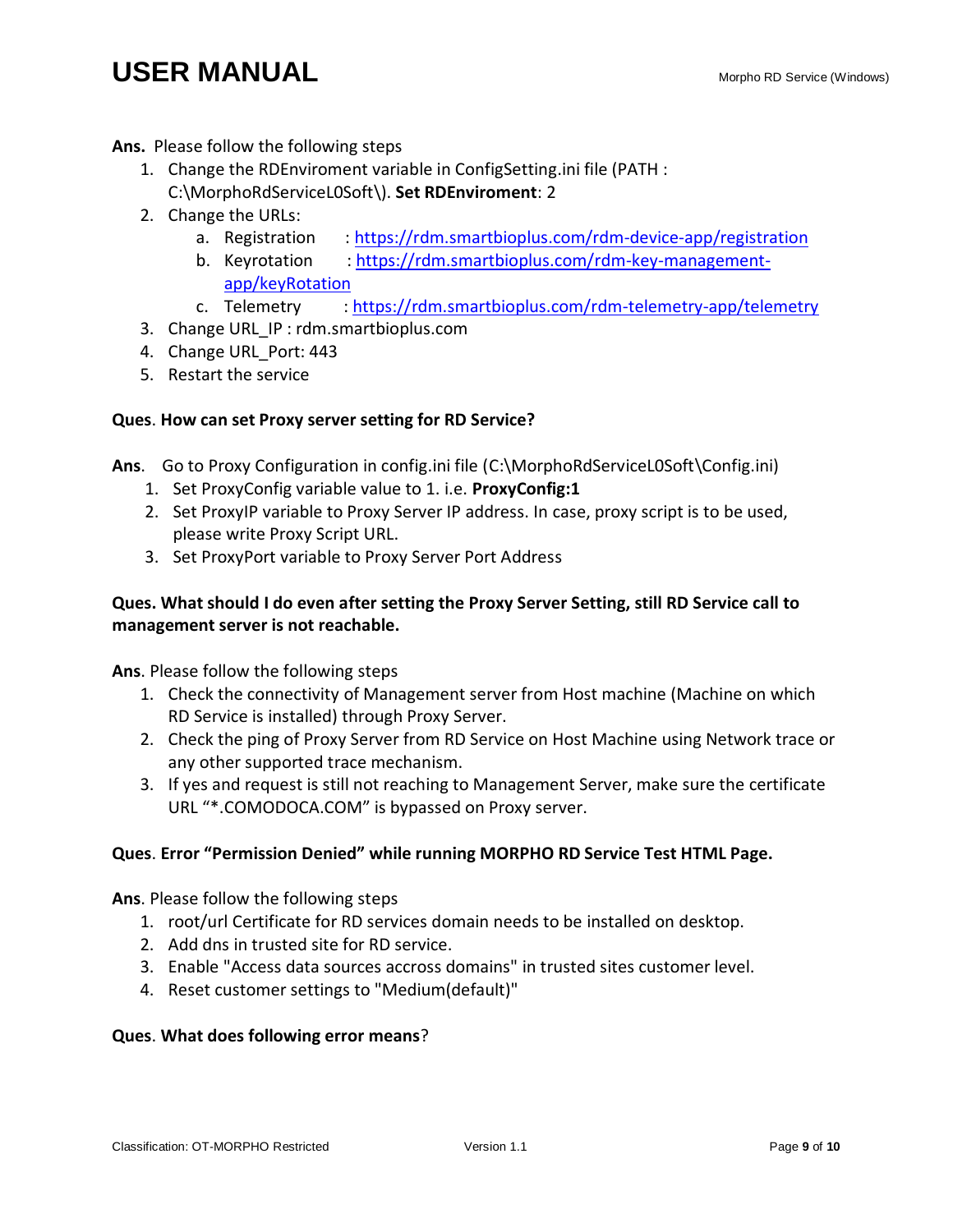**Ans.** Please follow the following steps

1. Change the RDEnviroment variable in ConfigSetting.ini file (PATH : C:\MorphoRdServiceL0Soft\). **Set RDEnviroment**: 2
2. Change the URLs:
   a. Registration : https://rdm.smartbioplus.com/rdm-device-app/registration
   b. Keyrotation : https://rdm.smartbioplus.com/rdm-key-management-app/keyRotation
   c. Telemetry : https://rdm.smartbioplus.com/rdm-telemetry-app/telemetry
3. Change URL_IP : rdm.smartbioplus.com
4. Change URL_Port: 443
5. Restart the service

**Ques**. **How can set Proxy server setting for RD Service?**

**Ans**. Go to Proxy Configuration in config.ini file (C:\MorphoRdServiceL0Soft\Config.ini)

1. Set ProxyConfig variable value to 1. i.e. **ProxyConfig:1**
2. Set ProxyIP variable to Proxy Server IP address. In case, proxy script is to be used, please write Proxy Script URL.
3. Set ProxyPort variable to Proxy Server Port Address

**Ques. What should I do even after setting the Proxy Server Setting, still RD Service call to management server is not reachable.**

**Ans**. Please follow the following steps

1. Check the connectivity of Management server from Host machine (Machine on which RD Service is installed) through Proxy Server.
2. Check the ping of Proxy Server from RD Service on Host Machine using Network trace or any other supported trace mechanism.
3. If yes and request is still not reaching to Management Server, make sure the certificate URL "*.COMODOCA.COM" is bypassed on Proxy server.

**Ques**. **Error "Permission Denied" while running MORPHO RD Service Test HTML Page.**

**Ans**. Please follow the following steps

1. root/url Certificate for RD services domain needs to be installed on desktop.
2. Add dns in trusted site for RD service.
3. Enable "Access data sources accross domains" in trusted sites customer level.
4. Reset customer settings to "Medium(default)"

**Ques**. **What does following error means**?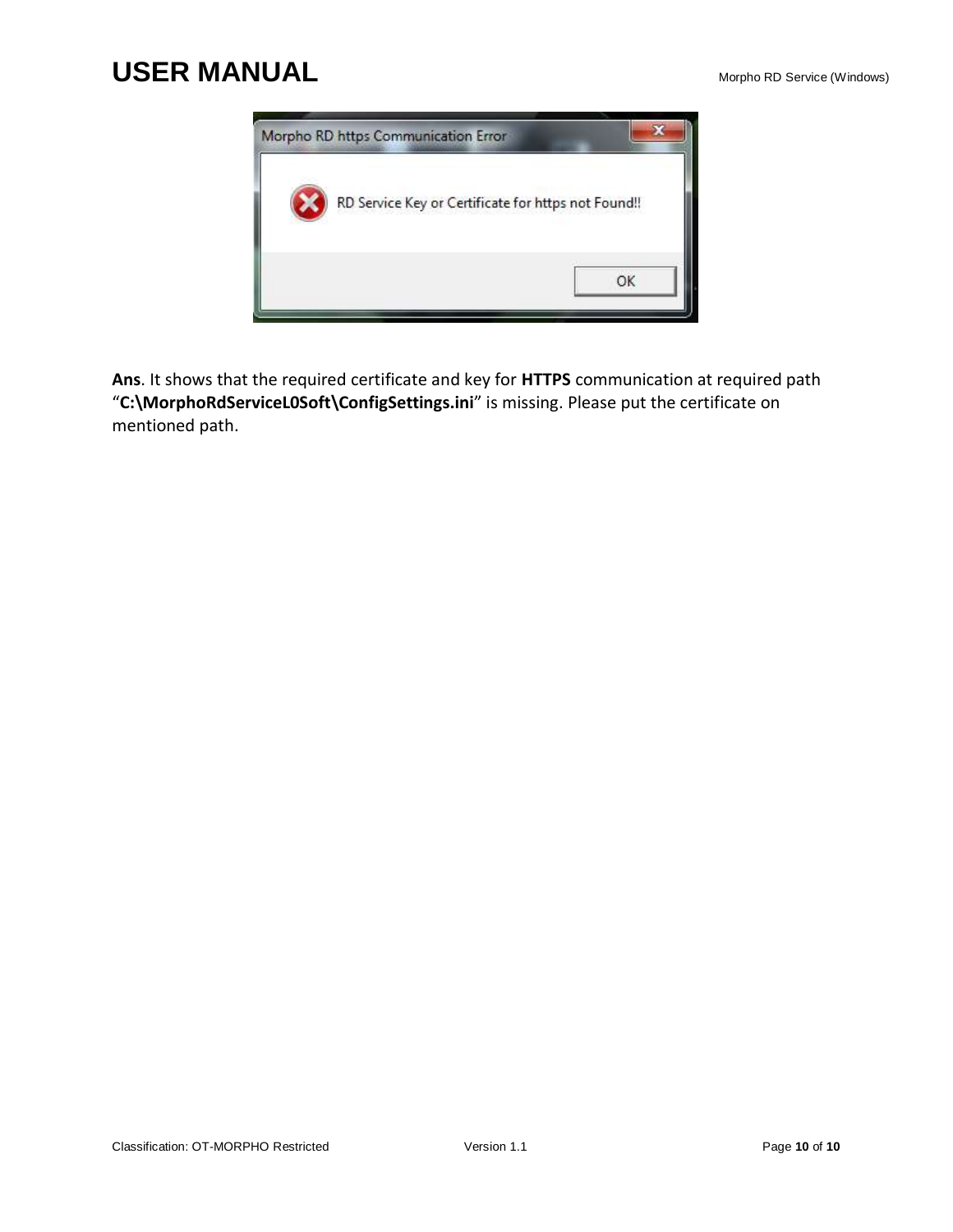**Ans**. It shows that the required certificate and key for **HTTPS** communication at required path "**C:\MorphoRdServiceL0Soft\ConfigSettings.ini**" is missing. Please put the certificate on mentioned path.